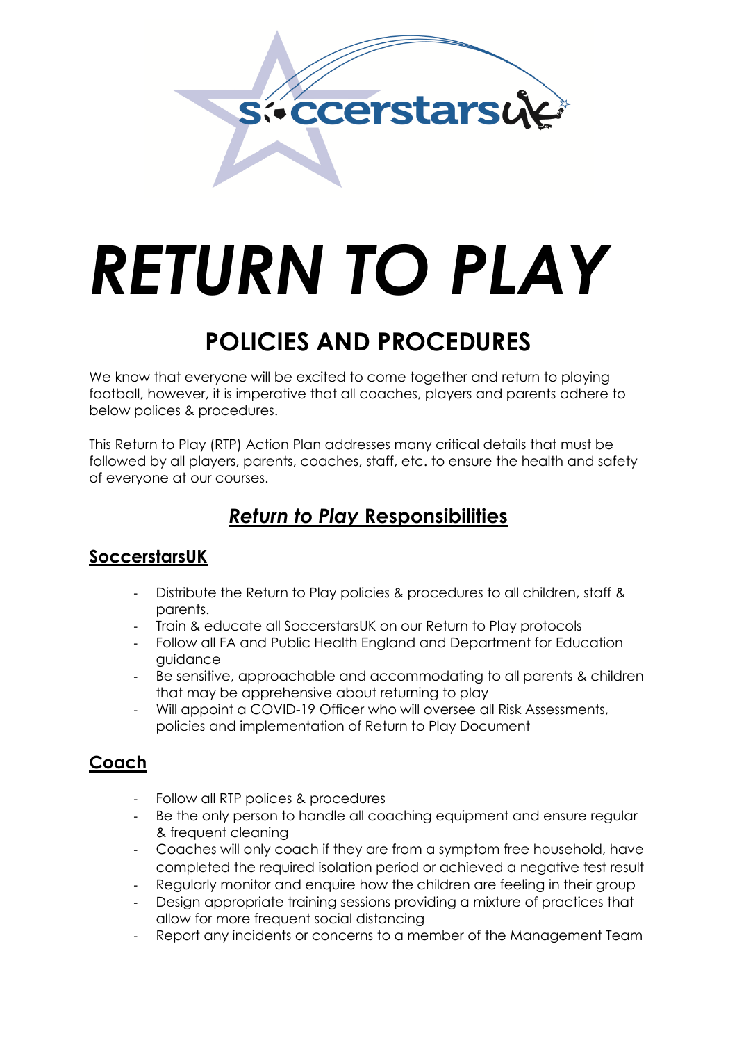# *RETURN TO PLAY*

## POLICIES AND PROCEDURES

We know that everyone will be excited to come together and return to playing football, however, it is imperative that all coaches, players and parents adhere to below polices & procedures.

This Return to Play (RTP) Action Plan addresses many critical details that must be followed by all players, parents, coaches, staff, etc. to ensure the health and safety of everyone at our courses.

## ***Return to Play* Responsibilities**

### SoccerstarsUK

- Distribute the Return to Play policies & procedures to all children, staff & parents.
- Train & educate all SoccerstarsUK on our Return to Play protocols
- Follow all FA and Public Health England and Department for Education guidance
- Be sensitive, approachable and accommodating to all parents & children that may be apprehensive about returning to play
- Will appoint a COVID-19 Officer who will oversee all Risk Assessments, policies and implementation of Return to Play Document

### Coach

- Follow all RTP polices & procedures
- Be the only person to handle all coaching equipment and ensure regular & frequent cleaning
- Coaches will only coach if they are from a symptom free household, have completed the required isolation period or achieved a negative test result
- Regularly monitor and enquire how the children are feeling in their group
- Design appropriate training sessions providing a mixture of practices that allow for more frequent social distancing
- Report any incidents or concerns to a member of the Management Team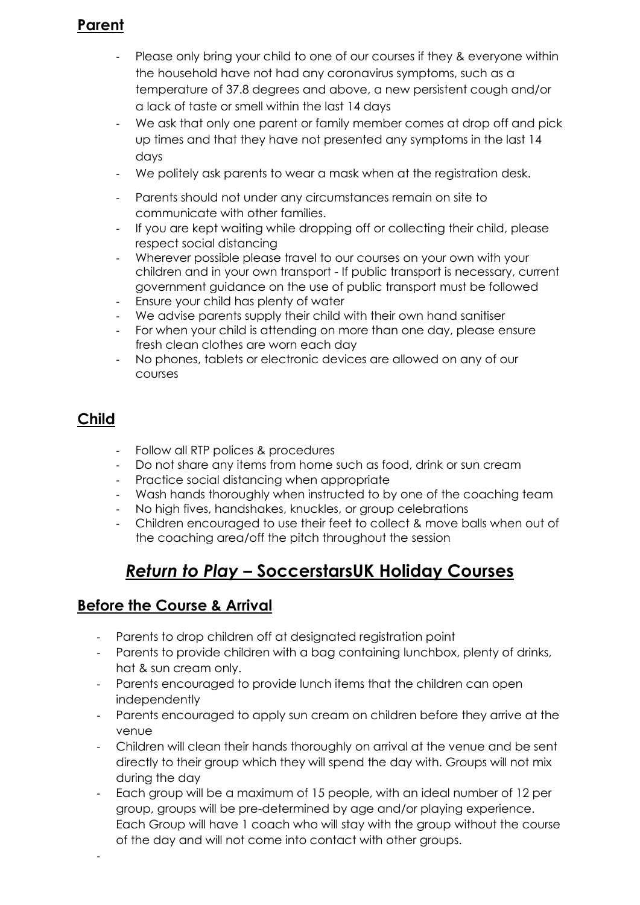## **Parent**

- Please only bring your child to one of our courses if they & everyone within the household have not had any coronavirus symptoms, such as a temperature of 37.8 degrees and above, a new persistent cough and/or a lack of taste or smell within the last 14 days
- We ask that only one parent or family member comes at drop off and pick up times and that they have not presented any symptoms in the last 14 days
- We politely ask parents to wear a mask when at the registration desk.
- Parents should not under any circumstances remain on site to communicate with other families.
- If you are kept waiting while dropping off or collecting their child, please respect social distancing
- Wherever possible please travel to our courses on your own with your children and in your own transport - If public transport is necessary, current government guidance on the use of public transport must be followed
- Ensure your child has plenty of water
- We advise parents supply their child with their own hand sanitiser
- For when your child is attending on more than one day, please ensure fresh clean clothes are worn each day
- No phones, tablets or electronic devices are allowed on any of our courses

## **Child**

- Follow all RTP polices & procedures
- Do not share any items from home such as food, drink or sun cream
- Practice social distancing when appropriate
- Wash hands thoroughly when instructed to by one of the coaching team
- No high fives, handshakes, knuckles, or group celebrations
- Children encouraged to use their feet to collect & move balls when out of the coaching area/off the pitch throughout the session

# ***Return to Play* – SoccerstarsUK Holiday Courses**

## **Before the Course & Arrival**

- Parents to drop children off at designated registration point
- Parents to provide children with a bag containing lunchbox, plenty of drinks, hat & sun cream only.
- Parents encouraged to provide lunch items that the children can open independently
- Parents encouraged to apply sun cream on children before they arrive at the venue
- Children will clean their hands thoroughly on arrival at the venue and be sent directly to their group which they will spend the day with. Groups will not mix during the day
- Each group will be a maximum of 15 people, with an ideal number of 12 per group, groups will be pre-determined by age and/or playing experience. Each Group will have 1 coach who will stay with the group without the course of the day and will not come into contact with other groups.
-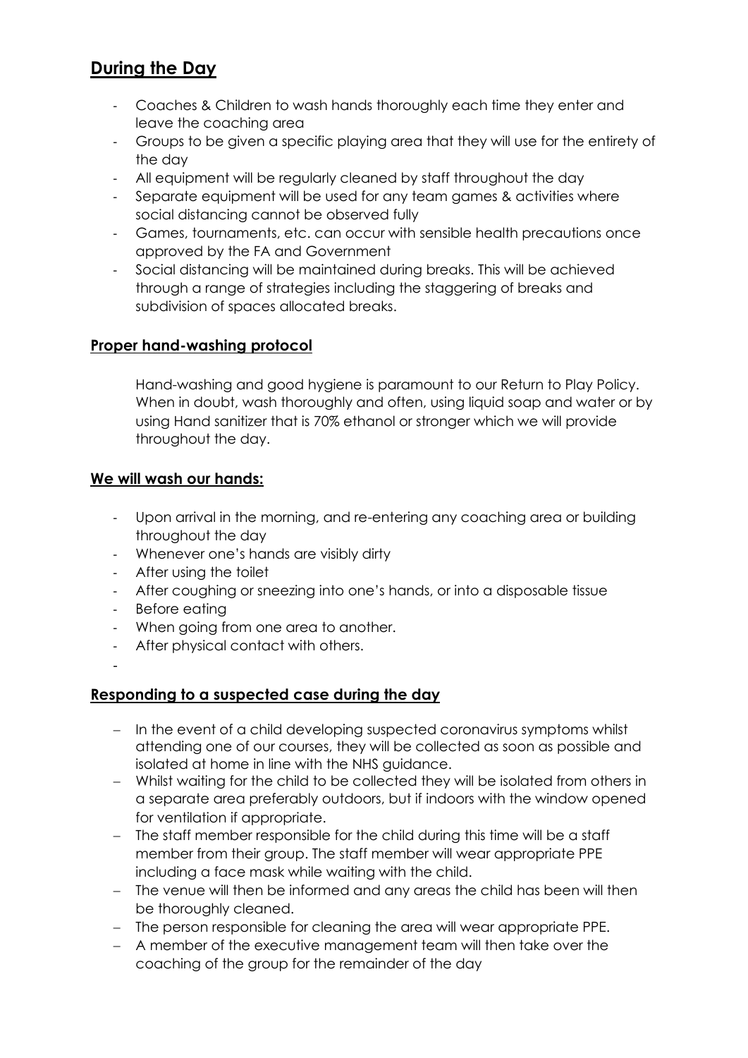## During the Day

- Coaches & Children to wash hands thoroughly each time they enter and leave the coaching area
- Groups to be given a specific playing area that they will use for the entirety of the day
- All equipment will be regularly cleaned by staff throughout the day
- Separate equipment will be used for any team games & activities where social distancing cannot be observed fully
- Games, tournaments, etc. can occur with sensible health precautions once approved by the FA and Government
- Social distancing will be maintained during breaks. This will be achieved through a range of strategies including the staggering of breaks and subdivision of spaces allocated breaks.

### Proper hand-washing protocol

Hand-washing and good hygiene is paramount to our Return to Play Policy. When in doubt, wash thoroughly and often, using liquid soap and water or by using Hand sanitizer that is 70% ethanol or stronger which we will provide throughout the day.

### We will wash our hands:

- Upon arrival in the morning, and re-entering any coaching area or building throughout the day
- Whenever one's hands are visibly dirty
- After using the toilet
- After coughing or sneezing into one's hands, or into a disposable tissue
- Before eating
- When going from one area to another.
- After physical contact with others.

### Responding to a suspected case during the day

- In the event of a child developing suspected coronavirus symptoms whilst attending one of our courses, they will be collected as soon as possible and isolated at home in line with the NHS guidance.
- Whilst waiting for the child to be collected they will be isolated from others in a separate area preferably outdoors, but if indoors with the window opened for ventilation if appropriate.
- The staff member responsible for the child during this time will be a staff member from their group. The staff member will wear appropriate PPE including a face mask while waiting with the child.
- The venue will then be informed and any areas the child has been will then be thoroughly cleaned.
- The person responsible for cleaning the area will wear appropriate PPE.
- A member of the executive management team will then take over the coaching of the group for the remainder of the day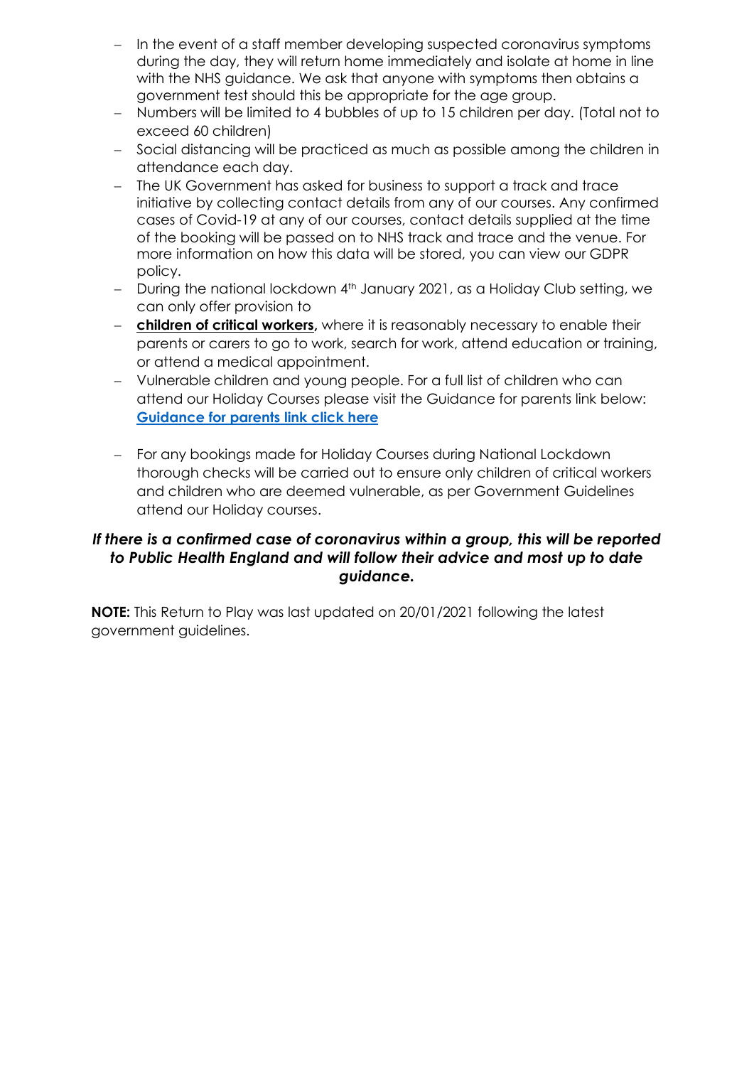- In the event of a staff member developing suspected coronavirus symptoms during the day, they will return home immediately and isolate at home in line with the NHS guidance. We ask that anyone with symptoms then obtains a government test should this be appropriate for the age group.
- Numbers will be limited to 4 bubbles of up to 15 children per day. (Total not to exceed 60 children)
- Social distancing will be practiced as much as possible among the children in attendance each day.
- The UK Government has asked for business to support a track and trace initiative by collecting contact details from any of our courses. Any confirmed cases of Covid-19 at any of our courses, contact details supplied at the time of the booking will be passed on to NHS track and trace and the venue. For more information on how this data will be stored, you can view our GDPR policy.
- During the national lockdown 4th January 2021, as a Holiday Club setting, we can only offer provision to
- **children of critical workers,** where it is reasonably necessary to enable their parents or carers to go to work, search for work, attend education or training, or attend a medical appointment.
- Vulnerable children and young people. For a full list of children who can attend our Holiday Courses please visit the Guidance for parents link below: **Guidance for parents link click here**
- For any bookings made for Holiday Courses during National Lockdown thorough checks will be carried out to ensure only children of critical workers and children who are deemed vulnerable, as per Government Guidelines attend our Holiday courses.

***If there is a confirmed case of coronavirus within a group, this will be reported to Public Health England and will follow their advice and most up to date guidance.***

**NOTE:** This Return to Play was last updated on 20/01/2021 following the latest government guidelines.